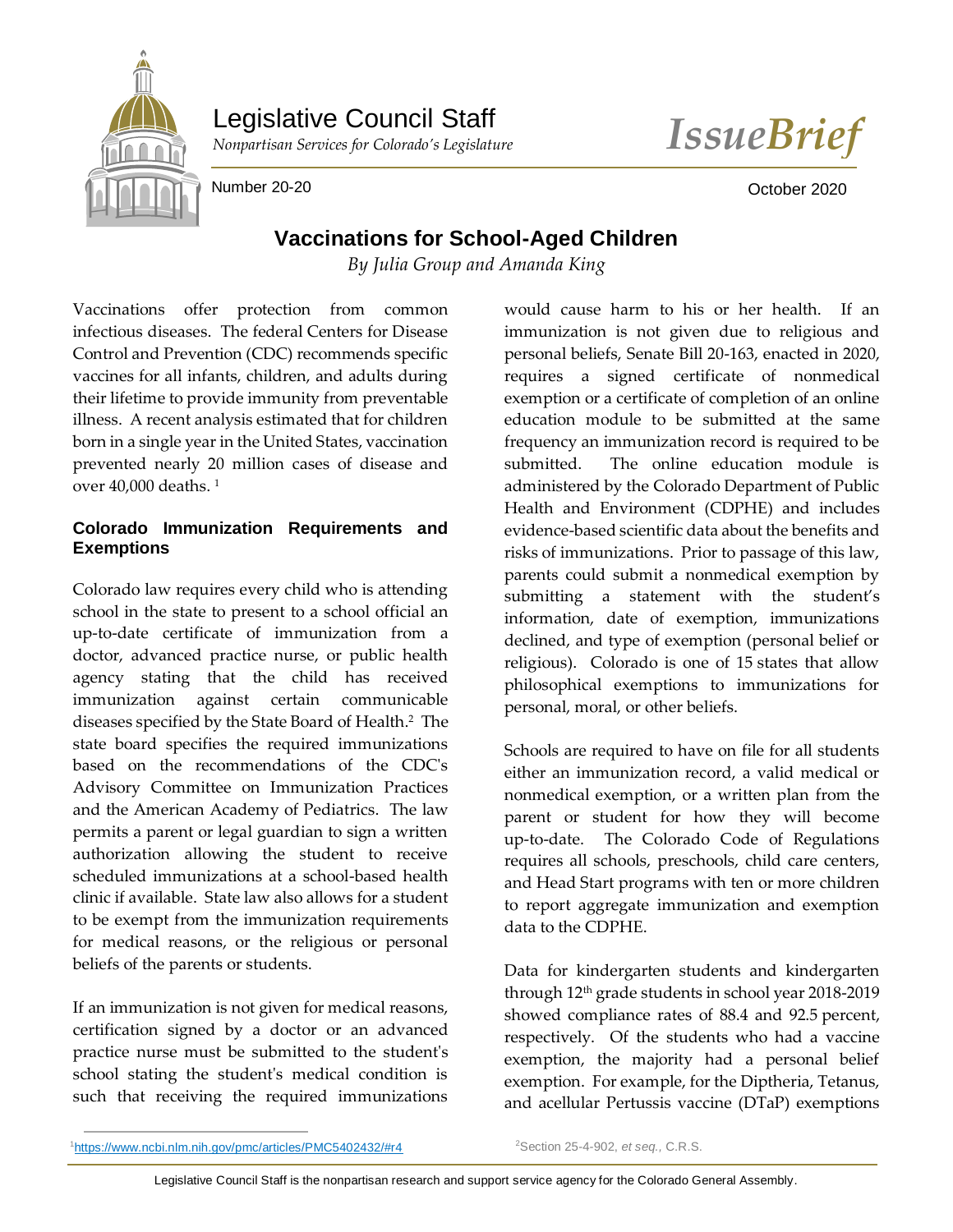# Legislative Council Staff

*Nonpartisan Services for Colorado's Legislature*

***IssueBrief***

Number 20-20

October 2020

## Vaccinations for School-Aged Children

*By Julia Group and Amanda King*

Vaccinations offer protection from common infectious diseases. The federal Centers for Disease Control and Prevention (CDC) recommends specific vaccines for all infants, children, and adults during their lifetime to provide immunity from preventable illness. A recent analysis estimated that for children born in a single year in the United States, vaccination prevented nearly 20 million cases of disease and over 40,000 deaths. [1]

### Colorado Immunization Requirements and Exemptions

Colorado law requires every child who is attending school in the state to present to a school official an up-to-date certificate of immunization from a doctor, advanced practice nurse, or public health agency stating that the child has received immunization against certain communicable diseases specified by the State Board of Health.[2] The state board specifies the required immunizations based on the recommendations of the CDC's Advisory Committee on Immunization Practices and the American Academy of Pediatrics. The law permits a parent or legal guardian to sign a written authorization allowing the student to receive scheduled immunizations at a school-based health clinic if available. State law also allows for a student to be exempt from the immunization requirements for medical reasons, or the religious or personal beliefs of the parents or students.

If an immunization is not given for medical reasons, certification signed by a doctor or an advanced practice nurse must be submitted to the student's school stating the student's medical condition is such that receiving the required immunizations would cause harm to his or her health. If an immunization is not given due to religious and personal beliefs, Senate Bill 20-163, enacted in 2020, requires a signed certificate of nonmedical exemption or a certificate of completion of an online education module to be submitted at the same frequency an immunization record is required to be submitted. The online education module is administered by the Colorado Department of Public Health and Environment (CDPHE) and includes evidence-based scientific data about the benefits and risks of immunizations. Prior to passage of this law, parents could submit a nonmedical exemption by submitting a statement with the student's information, date of exemption, immunizations declined, and type of exemption (personal belief or religious). Colorado is one of 15 states that allow philosophical exemptions to immunizations for personal, moral, or other beliefs.

Schools are required to have on file for all students either an immunization record, a valid medical or nonmedical exemption, or a written plan from the parent or student for how they will become up-to-date. The Colorado Code of Regulations requires all schools, preschools, child care centers, and Head Start programs with ten or more children to report aggregate immunization and exemption data to the CDPHE.

Data for kindergarten students and kindergarten through 12th grade students in school year 2018-2019 showed compliance rates of 88.4 and 92.5 percent, respectively. Of the students who had a vaccine exemption, the majority had a personal belief exemption. For example, for the Diptheria, Tetanus, and acellular Pertussis vaccine (DTaP) exemptions

---

[1] https://www.ncbi.nlm.nih.gov/pmc/articles/PMC5402432/#r4

[2] Section 25-4-902, *et seq.*, C.R.S.

Legislative Council Staff is the nonpartisan research and support service agency for the Colorado General Assembly.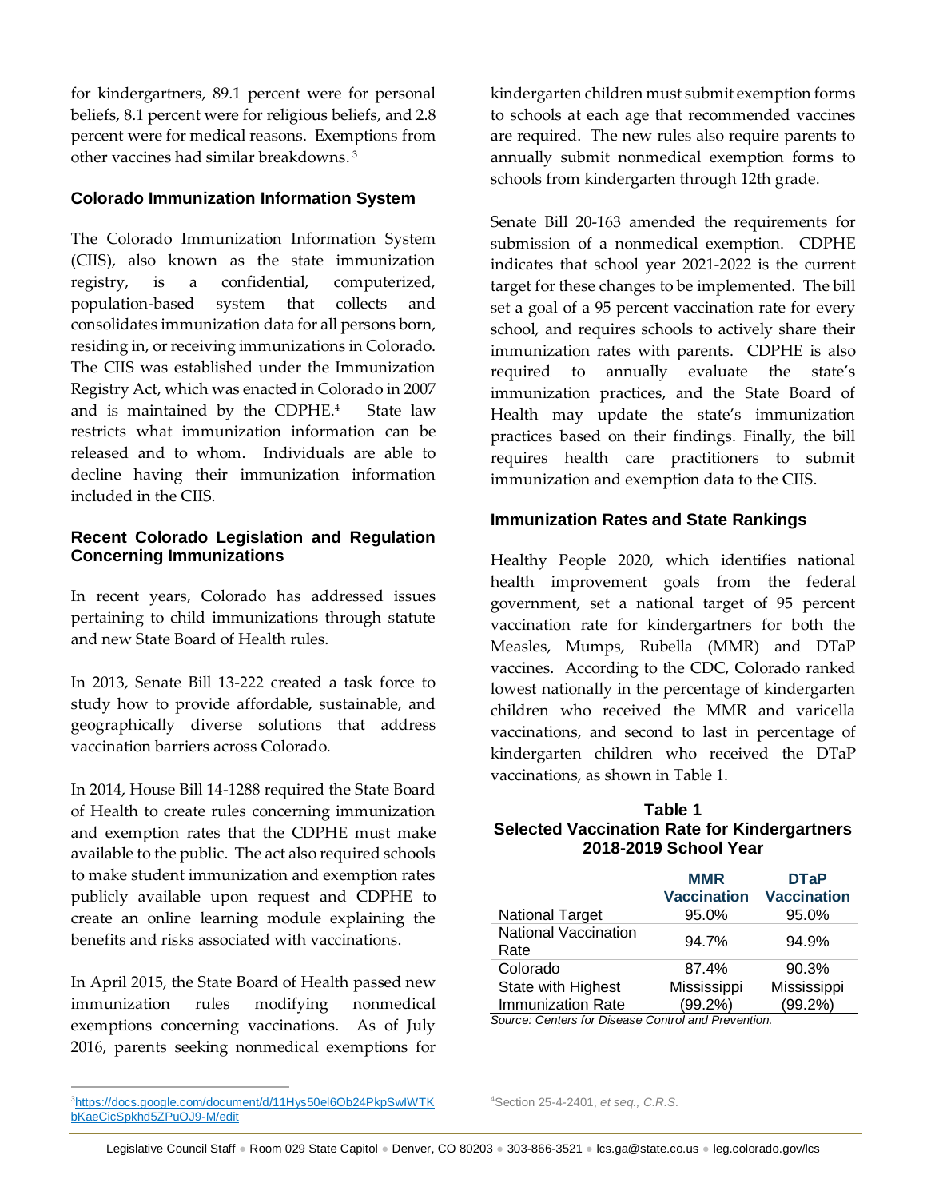for kindergartners, 89.1 percent were for personal beliefs, 8.1 percent were for religious beliefs, and 2.8 percent were for medical reasons. Exemptions from other vaccines had similar breakdowns.[3]

### Colorado Immunization Information System

The Colorado Immunization Information System (CIIS), also known as the state immunization registry, is a confidential, computerized, population-based system that collects and consolidates immunization data for all persons born, residing in, or receiving immunizations in Colorado. The CIIS was established under the Immunization Registry Act, which was enacted in Colorado in 2007 and is maintained by the CDPHE.[4] State law restricts what immunization information can be released and to whom. Individuals are able to decline having their immunization information included in the CIIS.

### Recent Colorado Legislation and Regulation Concerning Immunizations

In recent years, Colorado has addressed issues pertaining to child immunizations through statute and new State Board of Health rules.

In 2013, Senate Bill 13-222 created a task force to study how to provide affordable, sustainable, and geographically diverse solutions that address vaccination barriers across Colorado.

In 2014, House Bill 14-1288 required the State Board of Health to create rules concerning immunization and exemption rates that the CDPHE must make available to the public. The act also required schools to make student immunization and exemption rates publicly available upon request and CDPHE to create an online learning module explaining the benefits and risks associated with vaccinations.

In April 2015, the State Board of Health passed new immunization rules modifying nonmedical exemptions concerning vaccinations. As of July 2016, parents seeking nonmedical exemptions for kindergarten children must submit exemption forms to schools at each age that recommended vaccines are required. The new rules also require parents to annually submit nonmedical exemption forms to schools from kindergarten through 12th grade.

Senate Bill 20-163 amended the requirements for submission of a nonmedical exemption. CDPHE indicates that school year 2021-2022 is the current target for these changes to be implemented. The bill set a goal of a 95 percent vaccination rate for every school, and requires schools to actively share their immunization rates with parents. CDPHE is also required to annually evaluate the state's immunization practices, and the State Board of Health may update the state's immunization practices based on their findings. Finally, the bill requires health care practitioners to submit immunization and exemption data to the CIIS.

### Immunization Rates and State Rankings

Healthy People 2020, which identifies national health improvement goals from the federal government, set a national target of 95 percent vaccination rate for kindergartners for both the Measles, Mumps, Rubella (MMR) and DTaP vaccines. According to the CDC, Colorado ranked lowest nationally in the percentage of kindergarten children who received the MMR and varicella vaccinations, and second to last in percentage of kindergarten children who received the DTaP vaccinations, as shown in Table 1.

**Table 1**
**Selected Vaccination Rate for Kindergartners 2018-2019 School Year**

| | MMR Vaccination | DTaP Vaccination |
|---|---|---|
| National Target | 95.0% | 95.0% |
| National Vaccination Rate | 94.7% | 94.9% |
| Colorado | 87.4% | 90.3% |
| State with Highest Immunization Rate | Mississippi (99.2%) | Mississippi (99.2%) |

*Source: Centers for Disease Control and Prevention.*

[3] https://docs.google.com/document/d/11Hys50el6Ob24PkpSwIWTKbKaeCicSpkhd5ZPuOJ9-M/edit

[4] Section 25-4-2401, *et seq., C.R.S.*